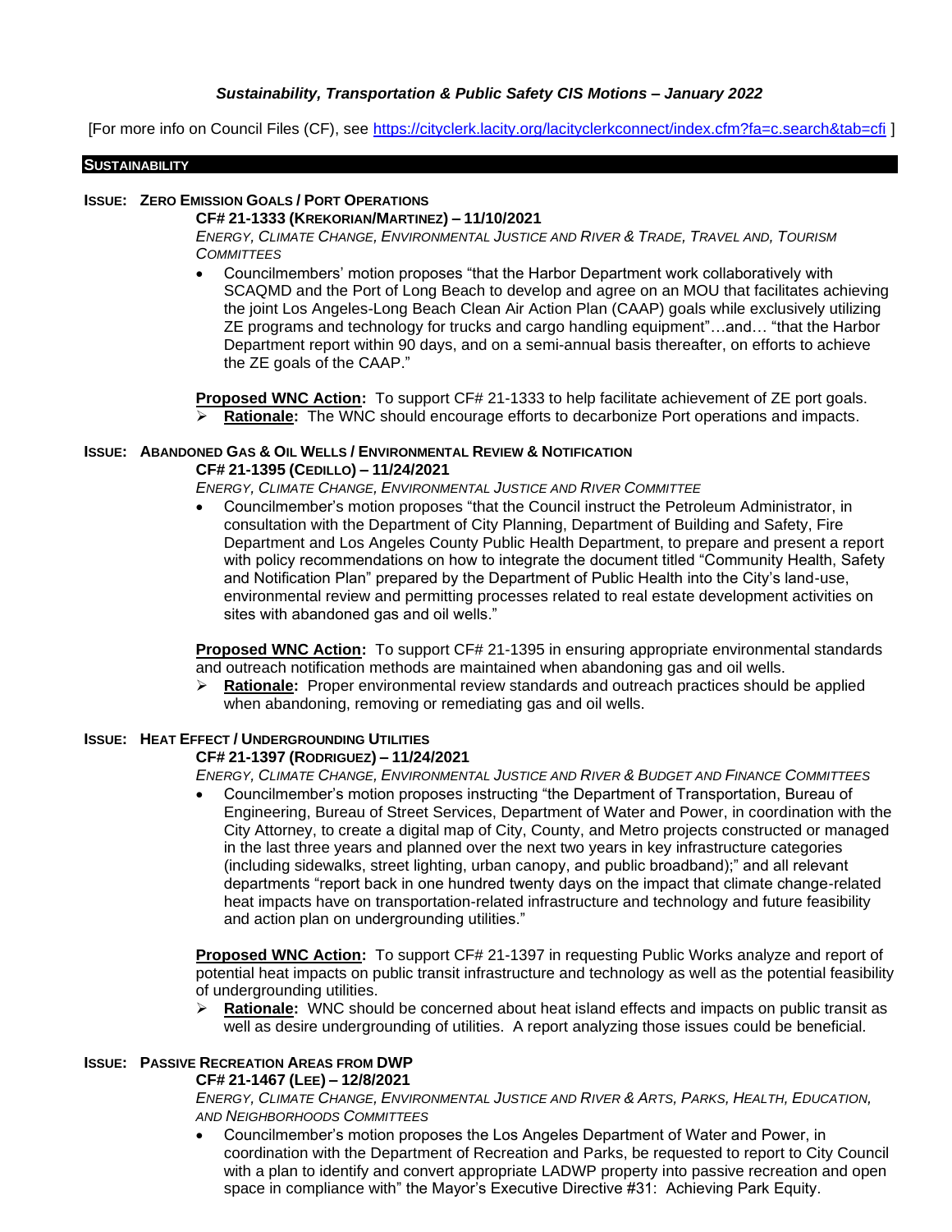***Sustainability, Transportation & Public Safety CIS Motions – January 2022***

[For more info on Council Files (CF), see https://cityclerk.lacity.org/lacityclerkconnect/index.cfm?fa=c.search&tab=cfi ]

## SUSTAINABILITY

### ISSUE: ZERO EMISSION GOALS / PORT OPERATIONS

**CF# 21-1333 (KREKORIAN/MARTINEZ) – 11/10/2021**

*ENERGY, CLIMATE CHANGE, ENVIRONMENTAL JUSTICE AND RIVER & TRADE, TRAVEL AND, TOURISM COMMITTEES*

- Councilmembers' motion proposes "that the Harbor Department work collaboratively with SCAQMD and the Port of Long Beach to develop and agree on an MOU that facilitates achieving the joint Los Angeles-Long Beach Clean Air Action Plan (CAAP) goals while exclusively utilizing ZE programs and technology for trucks and cargo handling equipment"…and… "that the Harbor Department report within 90 days, and on a semi-annual basis thereafter, on efforts to achieve the ZE goals of the CAAP."

**Proposed WNC Action:** To support CF# 21-1333 to help facilitate achievement of ZE port goals.

- **Rationale:** The WNC should encourage efforts to decarbonize Port operations and impacts.

### ISSUE: ABANDONED GAS & OIL WELLS / ENVIRONMENTAL REVIEW & NOTIFICATION

**CF# 21-1395 (CEDILLO) – 11/24/2021**

*ENERGY, CLIMATE CHANGE, ENVIRONMENTAL JUSTICE AND RIVER COMMITTEE*

- Councilmember's motion proposes "that the Council instruct the Petroleum Administrator, in consultation with the Department of City Planning, Department of Building and Safety, Fire Department and Los Angeles County Public Health Department, to prepare and present a report with policy recommendations on how to integrate the document titled "Community Health, Safety and Notification Plan" prepared by the Department of Public Health into the City's land-use, environmental review and permitting processes related to real estate development activities on sites with abandoned gas and oil wells."

**Proposed WNC Action:** To support CF# 21-1395 in ensuring appropriate environmental standards and outreach notification methods are maintained when abandoning gas and oil wells.

- **Rationale:** Proper environmental review standards and outreach practices should be applied when abandoning, removing or remediating gas and oil wells.

### ISSUE: HEAT EFFECT / UNDERGROUNDING UTILITIES

**CF# 21-1397 (RODRIGUEZ) – 11/24/2021**

*ENERGY, CLIMATE CHANGE, ENVIRONMENTAL JUSTICE AND RIVER & BUDGET AND FINANCE COMMITTEES*

- Councilmember's motion proposes instructing "the Department of Transportation, Bureau of Engineering, Bureau of Street Services, Department of Water and Power, in coordination with the City Attorney, to create a digital map of City, County, and Metro projects constructed or managed in the last three years and planned over the next two years in key infrastructure categories (including sidewalks, street lighting, urban canopy, and public broadband);" and all relevant departments "report back in one hundred twenty days on the impact that climate change-related heat impacts have on transportation-related infrastructure and technology and future feasibility and action plan on undergrounding utilities."

**Proposed WNC Action:** To support CF# 21-1397 in requesting Public Works analyze and report of potential heat impacts on public transit infrastructure and technology as well as the potential feasibility of undergrounding utilities.

- **Rationale:** WNC should be concerned about heat island effects and impacts on public transit as well as desire undergrounding of utilities. A report analyzing those issues could be beneficial.

### ISSUE: PASSIVE RECREATION AREAS FROM DWP

**CF# 21-1467 (LEE) – 12/8/2021**

*ENERGY, CLIMATE CHANGE, ENVIRONMENTAL JUSTICE AND RIVER & ARTS, PARKS, HEALTH, EDUCATION, AND NEIGHBORHOODS COMMITTEES*

- Councilmember's motion proposes the Los Angeles Department of Water and Power, in coordination with the Department of Recreation and Parks, be requested to report to City Council with a plan to identify and convert appropriate LADWP property into passive recreation and open space in compliance with" the Mayor's Executive Directive #31: Achieving Park Equity.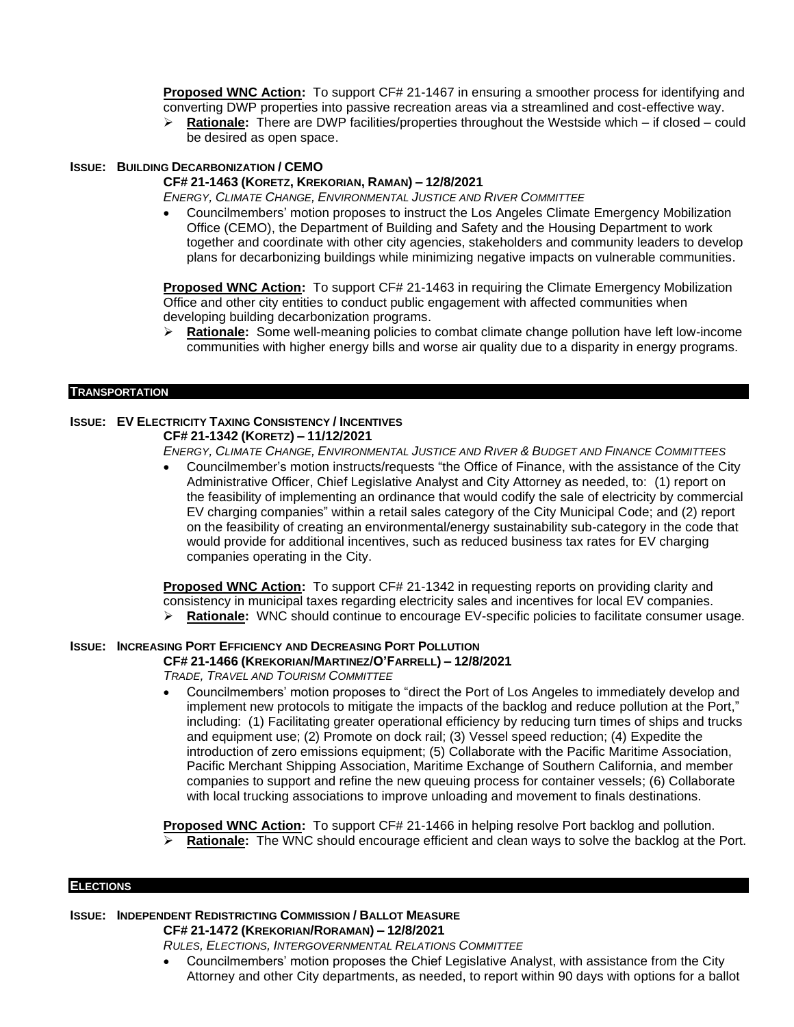**Proposed WNC Action:** To support CF# 21-1467 in ensuring a smoother process for identifying and converting DWP properties into passive recreation areas via a streamlined and cost-effective way.

- **Rationale:** There are DWP facilities/properties throughout the Westside which – if closed – could be desired as open space.

**ISSUE: BUILDING DECARBONIZATION / CEMO**

**CF# 21-1463 (KORETZ, KREKORIAN, RAMAN) – 12/8/2021**

*ENERGY, CLIMATE CHANGE, ENVIRONMENTAL JUSTICE AND RIVER COMMITTEE*

- Councilmembers' motion proposes to instruct the Los Angeles Climate Emergency Mobilization Office (CEMO), the Department of Building and Safety and the Housing Department to work together and coordinate with other city agencies, stakeholders and community leaders to develop plans for decarbonizing buildings while minimizing negative impacts on vulnerable communities.

**Proposed WNC Action:** To support CF# 21-1463 in requiring the Climate Emergency Mobilization Office and other city entities to conduct public engagement with affected communities when developing building decarbonization programs.

- **Rationale:** Some well-meaning policies to combat climate change pollution have left low-income communities with higher energy bills and worse air quality due to a disparity in energy programs.

## TRANSPORTATION

**ISSUE: EV ELECTRICITY TAXING CONSISTENCY / INCENTIVES**

**CF# 21-1342 (KORETZ) – 11/12/2021**

*ENERGY, CLIMATE CHANGE, ENVIRONMENTAL JUSTICE AND RIVER & BUDGET AND FINANCE COMMITTEES*

- Councilmember's motion instructs/requests "the Office of Finance, with the assistance of the City Administrative Officer, Chief Legislative Analyst and City Attorney as needed, to: (1) report on the feasibility of implementing an ordinance that would codify the sale of electricity by commercial EV charging companies" within a retail sales category of the City Municipal Code; and (2) report on the feasibility of creating an environmental/energy sustainability sub-category in the code that would provide for additional incentives, such as reduced business tax rates for EV charging companies operating in the City.

**Proposed WNC Action:** To support CF# 21-1342 in requesting reports on providing clarity and consistency in municipal taxes regarding electricity sales and incentives for local EV companies.

- **Rationale:** WNC should continue to encourage EV-specific policies to facilitate consumer usage.

**ISSUE: INCREASING PORT EFFICIENCY AND DECREASING PORT POLLUTION**

**CF# 21-1466 (KREKORIAN/MARTINEZ/O'FARRELL) – 12/8/2021**

*TRADE, TRAVEL AND TOURISM COMMITTEE*

- Councilmembers' motion proposes to "direct the Port of Los Angeles to immediately develop and implement new protocols to mitigate the impacts of the backlog and reduce pollution at the Port," including: (1) Facilitating greater operational efficiency by reducing turn times of ships and trucks and equipment use; (2) Promote on dock rail; (3) Vessel speed reduction; (4) Expedite the introduction of zero emissions equipment; (5) Collaborate with the Pacific Maritime Association, Pacific Merchant Shipping Association, Maritime Exchange of Southern California, and member companies to support and refine the new queuing process for container vessels; (6) Collaborate with local trucking associations to improve unloading and movement to finals destinations.

**Proposed WNC Action:** To support CF# 21-1466 in helping resolve Port backlog and pollution.

- **Rationale:** The WNC should encourage efficient and clean ways to solve the backlog at the Port.

## ELECTIONS

**ISSUE: INDEPENDENT REDISTRICTING COMMISSION / BALLOT MEASURE**

**CF# 21-1472 (KREKORIAN/RORAMAN) – 12/8/2021**

*RULES, ELECTIONS, INTERGOVERNMENTAL RELATIONS COMMITTEE*

- Councilmembers' motion proposes the Chief Legislative Analyst, with assistance from the City Attorney and other City departments, as needed, to report within 90 days with options for a ballot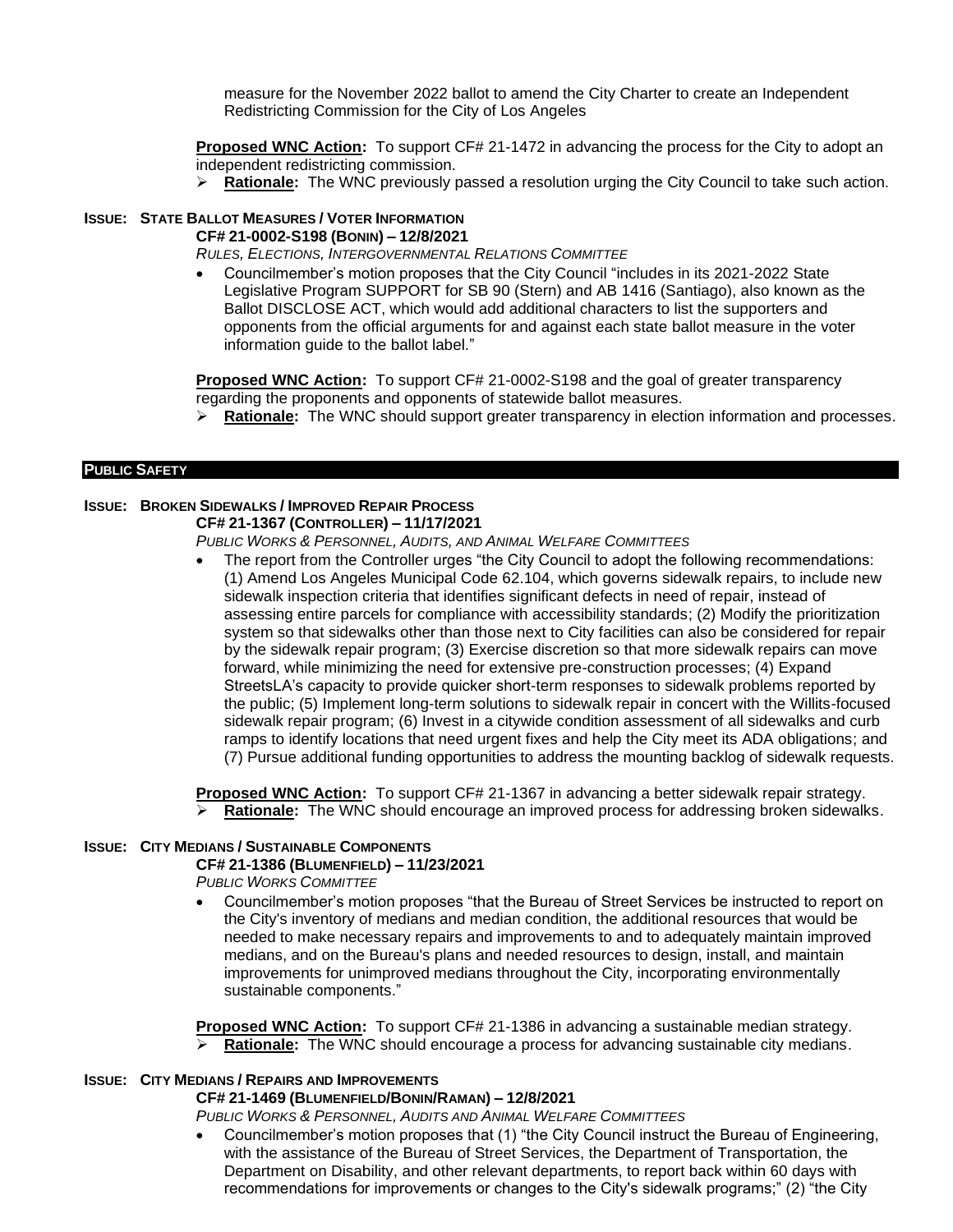measure for the November 2022 ballot to amend the City Charter to create an Independent Redistricting Commission for the City of Los Angeles

**Proposed WNC Action:** To support CF# 21-1472 in advancing the process for the City to adopt an independent redistricting commission.

- **Rationale:** The WNC previously passed a resolution urging the City Council to take such action.

**ISSUE: STATE BALLOT MEASURES / VOTER INFORMATION**

**CF# 21-0002-S198 (BONIN) – 12/8/2021**

*RULES, ELECTIONS, INTERGOVERNMENTAL RELATIONS COMMITTEE*

- Councilmember's motion proposes that the City Council "includes in its 2021-2022 State Legislative Program SUPPORT for SB 90 (Stern) and AB 1416 (Santiago), also known as the Ballot DISCLOSE ACT, which would add additional characters to list the supporters and opponents from the official arguments for and against each state ballot measure in the voter information guide to the ballot label."

**Proposed WNC Action:** To support CF# 21-0002-S198 and the goal of greater transparency regarding the proponents and opponents of statewide ballot measures.

- **Rationale:** The WNC should support greater transparency in election information and processes.

## PUBLIC SAFETY

**ISSUE: BROKEN SIDEWALKS / IMPROVED REPAIR PROCESS**

**CF# 21-1367 (CONTROLLER) – 11/17/2021**

*PUBLIC WORKS & PERSONNEL, AUDITS, AND ANIMAL WELFARE COMMITTEES*

- The report from the Controller urges "the City Council to adopt the following recommendations: (1) Amend Los Angeles Municipal Code 62.104, which governs sidewalk repairs, to include new sidewalk inspection criteria that identifies significant defects in need of repair, instead of assessing entire parcels for compliance with accessibility standards; (2) Modify the prioritization system so that sidewalks other than those next to City facilities can also be considered for repair by the sidewalk repair program; (3) Exercise discretion so that more sidewalk repairs can move forward, while minimizing the need for extensive pre-construction processes; (4) Expand StreetsLA's capacity to provide quicker short-term responses to sidewalk problems reported by the public; (5) Implement long-term solutions to sidewalk repair in concert with the Willits-focused sidewalk repair program; (6) Invest in a citywide condition assessment of all sidewalks and curb ramps to identify locations that need urgent fixes and help the City meet its ADA obligations; and (7) Pursue additional funding opportunities to address the mounting backlog of sidewalk requests.

**Proposed WNC Action:** To support CF# 21-1367 in advancing a better sidewalk repair strategy.

- **Rationale:** The WNC should encourage an improved process for addressing broken sidewalks.

**ISSUE: CITY MEDIANS / SUSTAINABLE COMPONENTS**

**CF# 21-1386 (BLUMENFIELD) – 11/23/2021**

*PUBLIC WORKS COMMITTEE*

- Councilmember's motion proposes "that the Bureau of Street Services be instructed to report on the City's inventory of medians and median condition, the additional resources that would be needed to make necessary repairs and improvements to and to adequately maintain improved medians, and on the Bureau's plans and needed resources to design, install, and maintain improvements for unimproved medians throughout the City, incorporating environmentally sustainable components."

**Proposed WNC Action:** To support CF# 21-1386 in advancing a sustainable median strategy.

- **Rationale:** The WNC should encourage a process for advancing sustainable city medians.

**ISSUE: CITY MEDIANS / REPAIRS AND IMPROVEMENTS**

**CF# 21-1469 (BLUMENFIELD/BONIN/RAMAN) – 12/8/2021**

*PUBLIC WORKS & PERSONNEL, AUDITS AND ANIMAL WELFARE COMMITTEES*

- Councilmember's motion proposes that (1) "the City Council instruct the Bureau of Engineering, with the assistance of the Bureau of Street Services, the Department of Transportation, the Department on Disability, and other relevant departments, to report back within 60 days with recommendations for improvements or changes to the City's sidewalk programs;" (2) "the City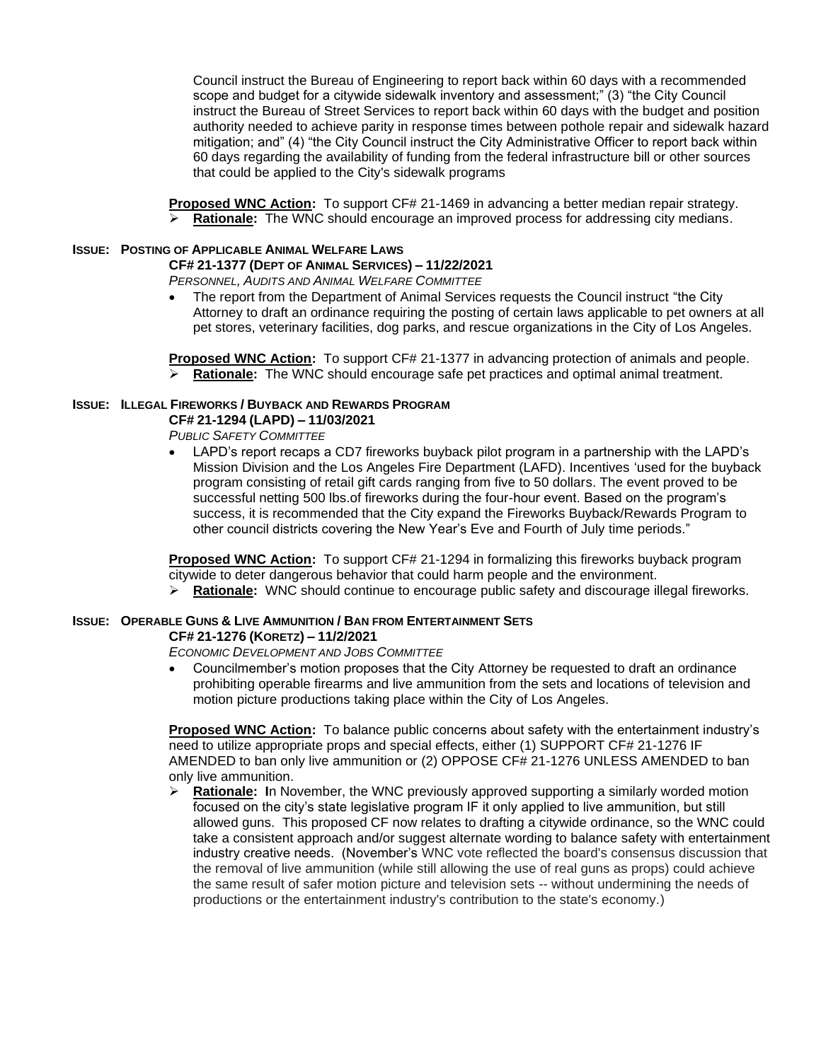Council instruct the Bureau of Engineering to report back within 60 days with a recommended scope and budget for a citywide sidewalk inventory and assessment;" (3) "the City Council instruct the Bureau of Street Services to report back within 60 days with the budget and position authority needed to achieve parity in response times between pothole repair and sidewalk hazard mitigation; and" (4) "the City Council instruct the City Administrative Officer to report back within 60 days regarding the availability of funding from the federal infrastructure bill or other sources that could be applied to the City's sidewalk programs

**Proposed WNC Action:** To support CF# 21-1469 in advancing a better median repair strategy.

- **Rationale:** The WNC should encourage an improved process for addressing city medians.

**ISSUE: POSTING OF APPLICABLE ANIMAL WELFARE LAWS**
**CF# 21-1377 (DEPT OF ANIMAL SERVICES) – 11/22/2021**
*PERSONNEL, AUDITS AND ANIMAL WELFARE COMMITTEE*

- The report from the Department of Animal Services requests the Council instruct "the City Attorney to draft an ordinance requiring the posting of certain laws applicable to pet owners at all pet stores, veterinary facilities, dog parks, and rescue organizations in the City of Los Angeles.

**Proposed WNC Action:** To support CF# 21-1377 in advancing protection of animals and people.

- **Rationale:** The WNC should encourage safe pet practices and optimal animal treatment.

**ISSUE: ILLEGAL FIREWORKS / BUYBACK AND REWARDS PROGRAM**
**CF# 21-1294 (LAPD) – 11/03/2021**
*PUBLIC SAFETY COMMITTEE*

- LAPD's report recaps a CD7 fireworks buyback pilot program in a partnership with the LAPD's Mission Division and the Los Angeles Fire Department (LAFD). Incentives 'used for the buyback program consisting of retail gift cards ranging from five to 50 dollars. The event proved to be successful netting 500 lbs.of fireworks during the four-hour event. Based on the program's success, it is recommended that the City expand the Fireworks Buyback/Rewards Program to other council districts covering the New Year's Eve and Fourth of July time periods."

**Proposed WNC Action:** To support CF# 21-1294 in formalizing this fireworks buyback program citywide to deter dangerous behavior that could harm people and the environment.

- **Rationale:** WNC should continue to encourage public safety and discourage illegal fireworks.

**ISSUE: OPERABLE GUNS & LIVE AMMUNITION / BAN FROM ENTERTAINMENT SETS**
**CF# 21-1276 (KORETZ) – 11/2/2021**
*ECONOMIC DEVELOPMENT AND JOBS COMMITTEE*

- Councilmember's motion proposes that the City Attorney be requested to draft an ordinance prohibiting operable firearms and live ammunition from the sets and locations of television and motion picture productions taking place within the City of Los Angeles.

**Proposed WNC Action:** To balance public concerns about safety with the entertainment industry's need to utilize appropriate props and special effects, either (1) SUPPORT CF# 21-1276 IF AMENDED to ban only live ammunition or (2) OPPOSE CF# 21-1276 UNLESS AMENDED to ban only live ammunition.

- **Rationale:** **I**n November, the WNC previously approved supporting a similarly worded motion focused on the city's state legislative program IF it only applied to live ammunition, but still allowed guns. This proposed CF now relates to drafting a citywide ordinance, so the WNC could take a consistent approach and/or suggest alternate wording to balance safety with entertainment industry creative needs. (November's WNC vote reflected the board's consensus discussion that the removal of live ammunition (while still allowing the use of real guns as props) could achieve the same result of safer motion picture and television sets -- without undermining the needs of productions or the entertainment industry's contribution to the state's economy.)